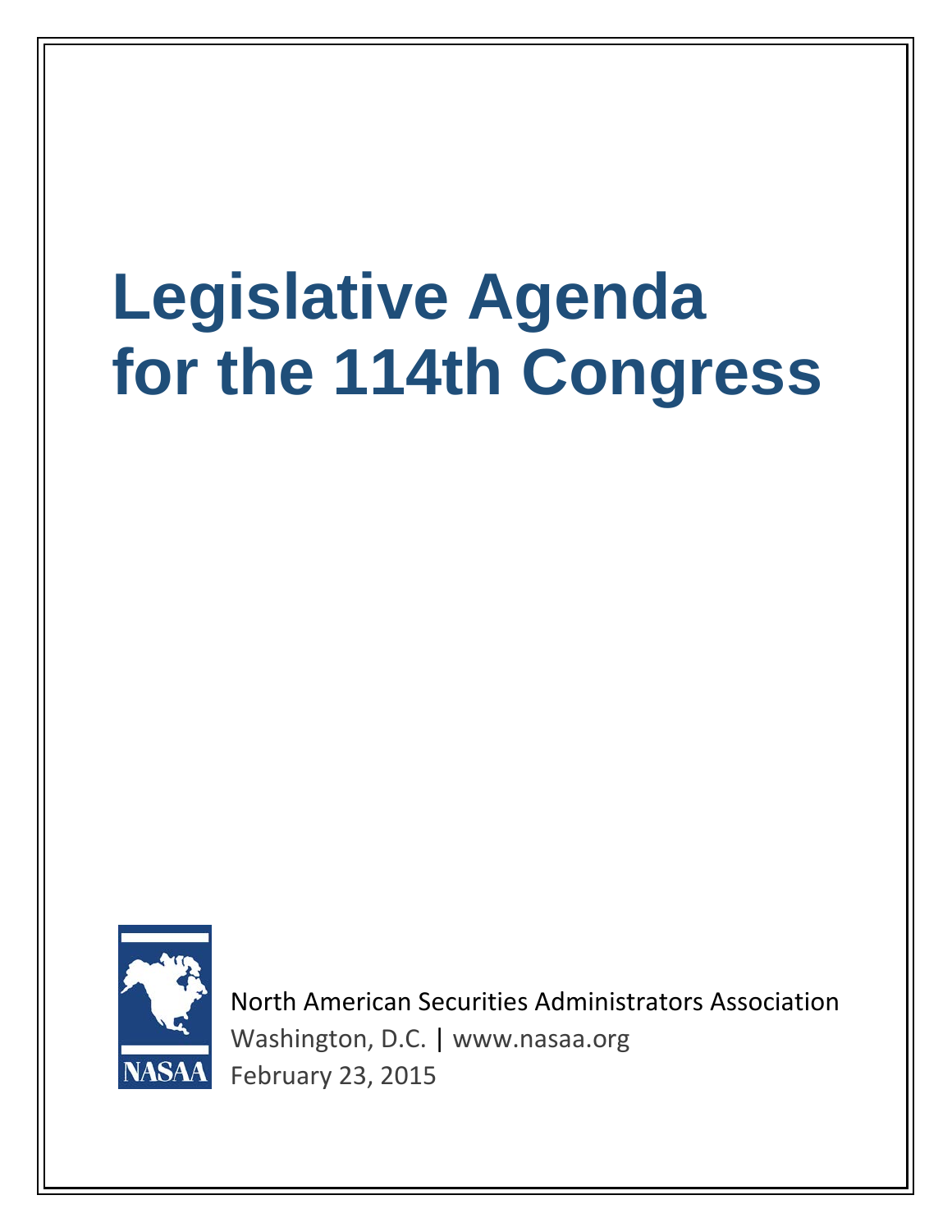# Legislative Agenda for the 114th Congress

NASAA

North American Securities Administrators Association

Washington, D.C. | www.nasaa.org

February 23, 2015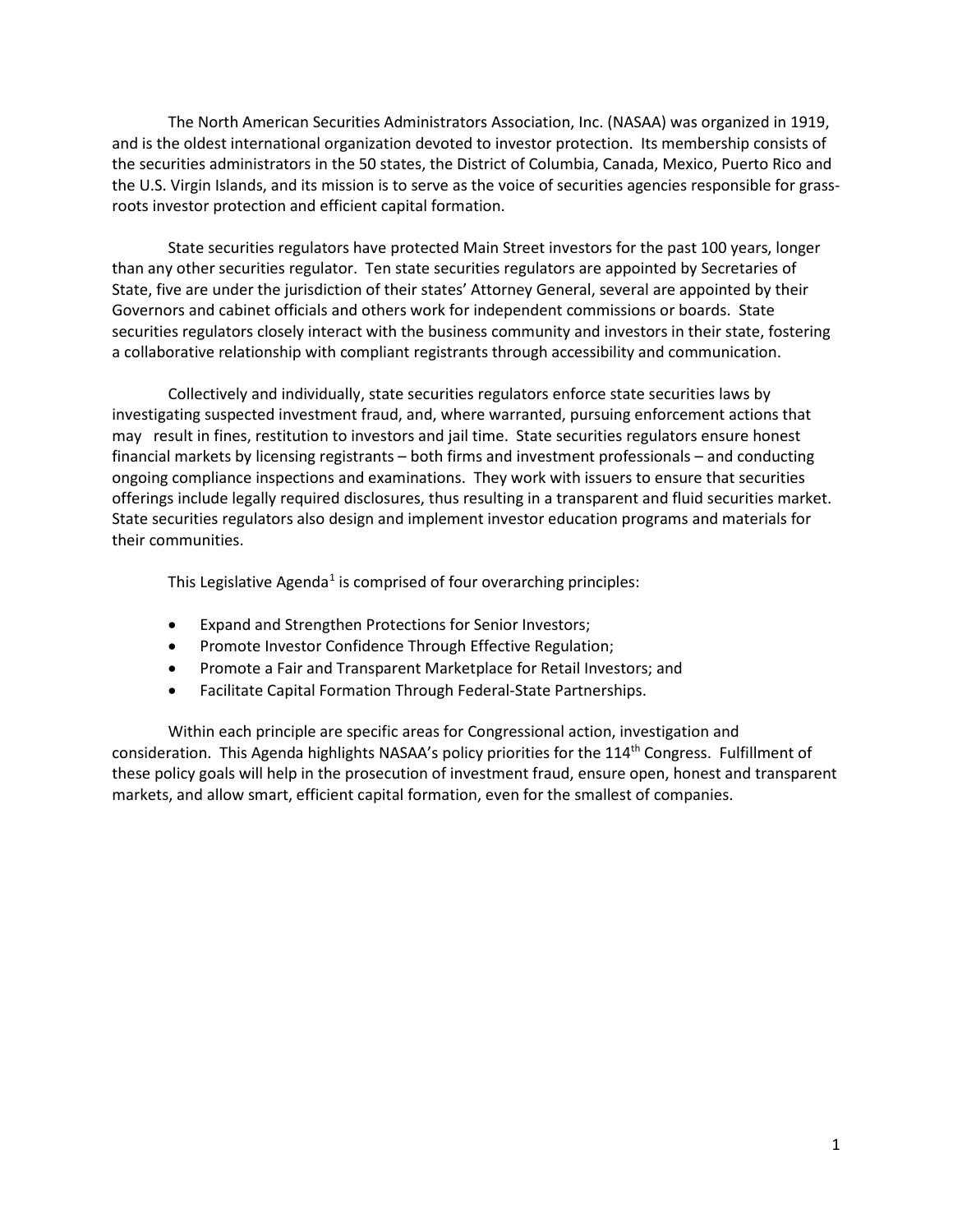The North American Securities Administrators Association, Inc. (NASAA) was organized in 1919, and is the oldest international organization devoted to investor protection. Its membership consists of the securities administrators in the 50 states, the District of Columbia, Canada, Mexico, Puerto Rico and the U.S. Virgin Islands, and its mission is to serve as the voice of securities agencies responsible for grass-roots investor protection and efficient capital formation.

State securities regulators have protected Main Street investors for the past 100 years, longer than any other securities regulator. Ten state securities regulators are appointed by Secretaries of State, five are under the jurisdiction of their states' Attorney General, several are appointed by their Governors and cabinet officials and others work for independent commissions or boards. State securities regulators closely interact with the business community and investors in their state, fostering a collaborative relationship with compliant registrants through accessibility and communication.

Collectively and individually, state securities regulators enforce state securities laws by investigating suspected investment fraud, and, where warranted, pursuing enforcement actions that may result in fines, restitution to investors and jail time. State securities regulators ensure honest financial markets by licensing registrants – both firms and investment professionals – and conducting ongoing compliance inspections and examinations. They work with issuers to ensure that securities offerings include legally required disclosures, thus resulting in a transparent and fluid securities market. State securities regulators also design and implement investor education programs and materials for their communities.

This Legislative Agenda[1] is comprised of four overarching principles:

- Expand and Strengthen Protections for Senior Investors;
- Promote Investor Confidence Through Effective Regulation;
- Promote a Fair and Transparent Marketplace for Retail Investors; and
- Facilitate Capital Formation Through Federal-State Partnerships.

Within each principle are specific areas for Congressional action, investigation and consideration. This Agenda highlights NASAA's policy priorities for the 114th Congress. Fulfillment of these policy goals will help in the prosecution of investment fraud, ensure open, honest and transparent markets, and allow smart, efficient capital formation, even for the smallest of companies.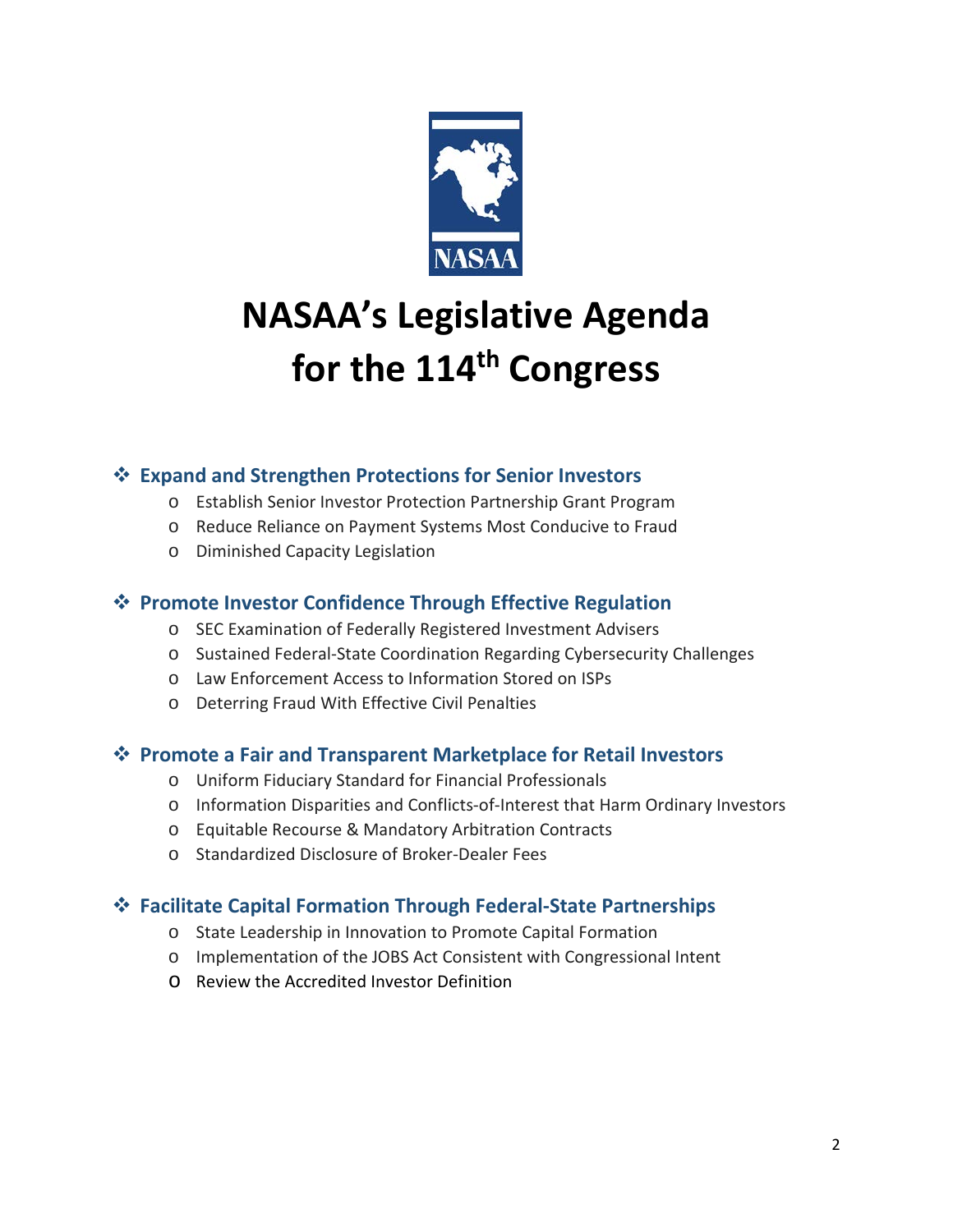# NASAA's Legislative Agenda for the 114th Congress

## ❖ Expand and Strengthen Protections for Senior Investors

- Establish Senior Investor Protection Partnership Grant Program
- Reduce Reliance on Payment Systems Most Conducive to Fraud
- Diminished Capacity Legislation

## ❖ Promote Investor Confidence Through Effective Regulation

- SEC Examination of Federally Registered Investment Advisers
- Sustained Federal-State Coordination Regarding Cybersecurity Challenges
- Law Enforcement Access to Information Stored on ISPs
- Deterring Fraud With Effective Civil Penalties

## ❖ Promote a Fair and Transparent Marketplace for Retail Investors

- Uniform Fiduciary Standard for Financial Professionals
- Information Disparities and Conflicts-of-Interest that Harm Ordinary Investors
- Equitable Recourse & Mandatory Arbitration Contracts
- Standardized Disclosure of Broker-Dealer Fees

## ❖ Facilitate Capital Formation Through Federal-State Partnerships

- State Leadership in Innovation to Promote Capital Formation
- Implementation of the JOBS Act Consistent with Congressional Intent
- Review the Accredited Investor Definition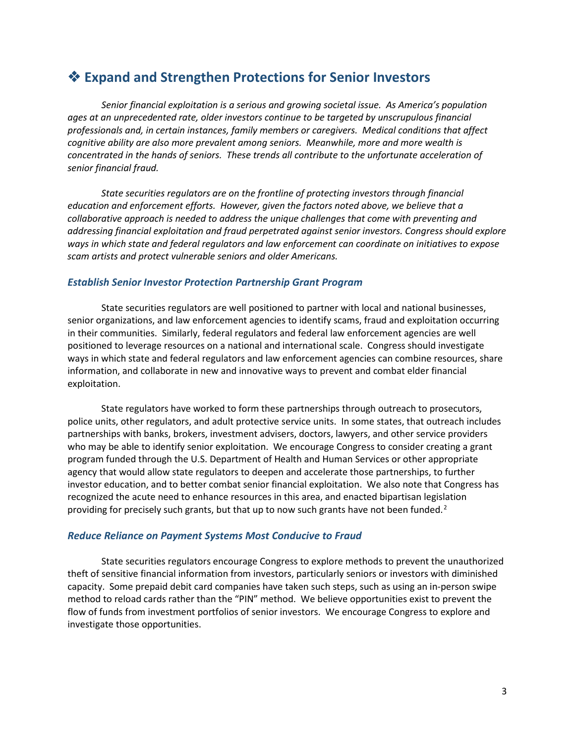## ❖ Expand and Strengthen Protections for Senior Investors

*Senior financial exploitation is a serious and growing societal issue. As America's population ages at an unprecedented rate, older investors continue to be targeted by unscrupulous financial professionals and, in certain instances, family members or caregivers. Medical conditions that affect cognitive ability are also more prevalent among seniors. Meanwhile, more and more wealth is concentrated in the hands of seniors. These trends all contribute to the unfortunate acceleration of senior financial fraud.*

*State securities regulators are on the frontline of protecting investors through financial education and enforcement efforts. However, given the factors noted above, we believe that a collaborative approach is needed to address the unique challenges that come with preventing and addressing financial exploitation and fraud perpetrated against senior investors. Congress should explore ways in which state and federal regulators and law enforcement can coordinate on initiatives to expose scam artists and protect vulnerable seniors and older Americans.*

### *Establish Senior Investor Protection Partnership Grant Program*

State securities regulators are well positioned to partner with local and national businesses, senior organizations, and law enforcement agencies to identify scams, fraud and exploitation occurring in their communities. Similarly, federal regulators and federal law enforcement agencies are well positioned to leverage resources on a national and international scale. Congress should investigate ways in which state and federal regulators and law enforcement agencies can combine resources, share information, and collaborate in new and innovative ways to prevent and combat elder financial exploitation.

State regulators have worked to form these partnerships through outreach to prosecutors, police units, other regulators, and adult protective service units. In some states, that outreach includes partnerships with banks, brokers, investment advisers, doctors, lawyers, and other service providers who may be able to identify senior exploitation. We encourage Congress to consider creating a grant program funded through the U.S. Department of Health and Human Services or other appropriate agency that would allow state regulators to deepen and accelerate those partnerships, to further investor education, and to better combat senior financial exploitation. We also note that Congress has recognized the acute need to enhance resources in this area, and enacted bipartisan legislation providing for precisely such grants, but that up to now such grants have not been funded.[2]

### *Reduce Reliance on Payment Systems Most Conducive to Fraud*

State securities regulators encourage Congress to explore methods to prevent the unauthorized theft of sensitive financial information from investors, particularly seniors or investors with diminished capacity. Some prepaid debit card companies have taken such steps, such as using an in-person swipe method to reload cards rather than the "PIN" method. We believe opportunities exist to prevent the flow of funds from investment portfolios of senior investors. We encourage Congress to explore and investigate those opportunities.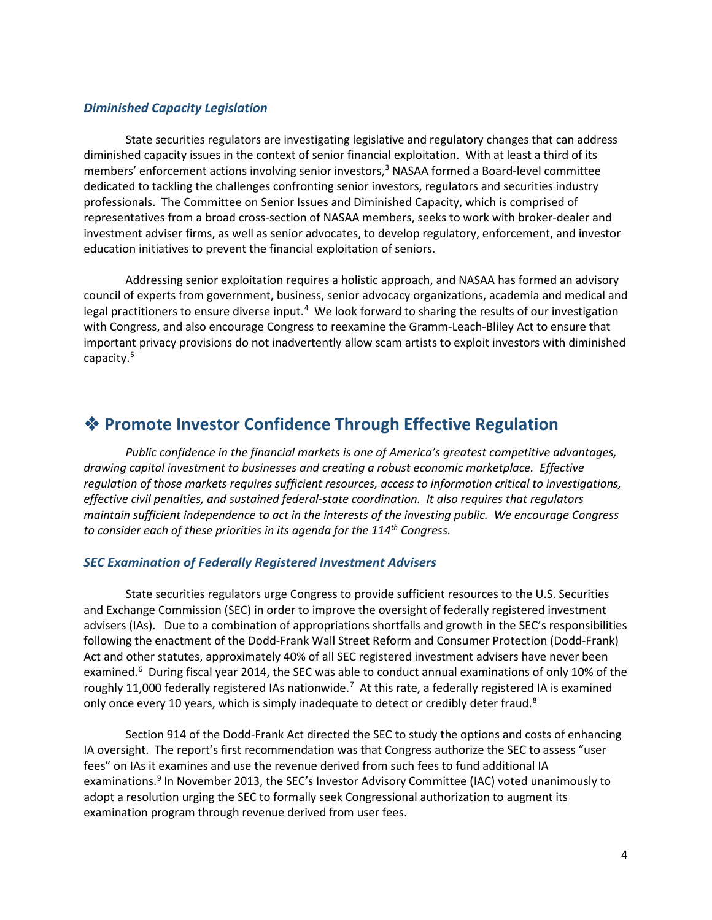### *Diminished Capacity Legislation*

State securities regulators are investigating legislative and regulatory changes that can address diminished capacity issues in the context of senior financial exploitation. With at least a third of its members' enforcement actions involving senior investors,[3] NASAA formed a Board-level committee dedicated to tackling the challenges confronting senior investors, regulators and securities industry professionals. The Committee on Senior Issues and Diminished Capacity, which is comprised of representatives from a broad cross-section of NASAA members, seeks to work with broker-dealer and investment adviser firms, as well as senior advocates, to develop regulatory, enforcement, and investor education initiatives to prevent the financial exploitation of seniors.

Addressing senior exploitation requires a holistic approach, and NASAA has formed an advisory council of experts from government, business, senior advocacy organizations, academia and medical and legal practitioners to ensure diverse input.[4] We look forward to sharing the results of our investigation with Congress, and also encourage Congress to reexamine the Gramm-Leach-Bliley Act to ensure that important privacy provisions do not inadvertently allow scam artists to exploit investors with diminished capacity.[5]

## ❖ Promote Investor Confidence Through Effective Regulation

*Public confidence in the financial markets is one of America's greatest competitive advantages, drawing capital investment to businesses and creating a robust economic marketplace. Effective regulation of those markets requires sufficient resources, access to information critical to investigations, effective civil penalties, and sustained federal-state coordination. It also requires that regulators maintain sufficient independence to act in the interests of the investing public. We encourage Congress to consider each of these priorities in its agenda for the 114th Congress.*

### *SEC Examination of Federally Registered Investment Advisers*

State securities regulators urge Congress to provide sufficient resources to the U.S. Securities and Exchange Commission (SEC) in order to improve the oversight of federally registered investment advisers (IAs). Due to a combination of appropriations shortfalls and growth in the SEC's responsibilities following the enactment of the Dodd-Frank Wall Street Reform and Consumer Protection (Dodd-Frank) Act and other statutes, approximately 40% of all SEC registered investment advisers have never been examined.[6] During fiscal year 2014, the SEC was able to conduct annual examinations of only 10% of the roughly 11,000 federally registered IAs nationwide.[7] At this rate, a federally registered IA is examined only once every 10 years, which is simply inadequate to detect or credibly deter fraud.[8]

Section 914 of the Dodd-Frank Act directed the SEC to study the options and costs of enhancing IA oversight. The report's first recommendation was that Congress authorize the SEC to assess "user fees" on IAs it examines and use the revenue derived from such fees to fund additional IA examinations.[9] In November 2013, the SEC's Investor Advisory Committee (IAC) voted unanimously to adopt a resolution urging the SEC to formally seek Congressional authorization to augment its examination program through revenue derived from user fees.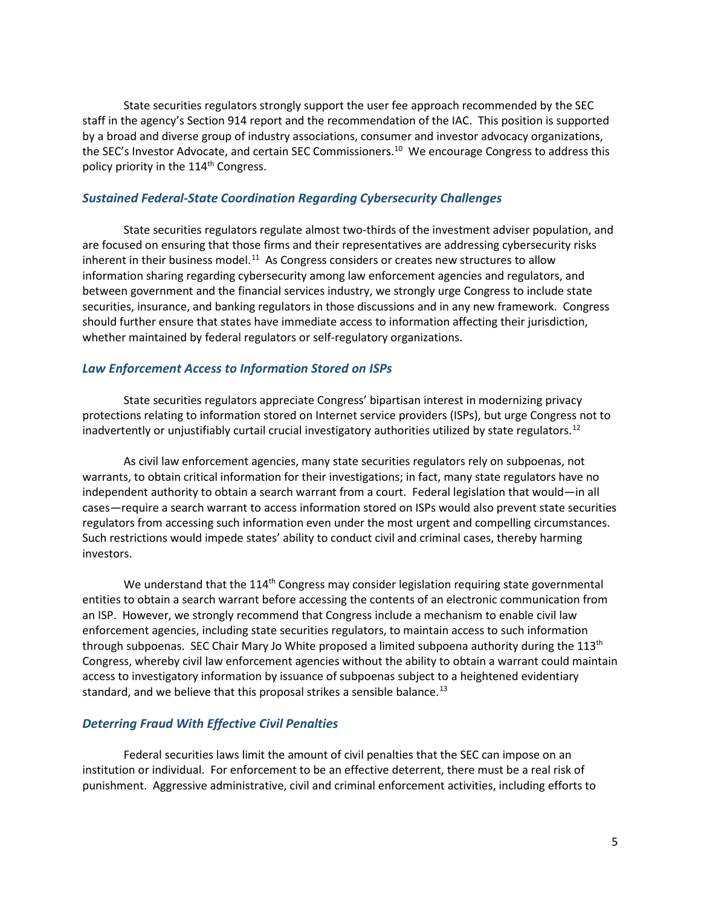State securities regulators strongly support the user fee approach recommended by the SEC staff in the agency's Section 914 report and the recommendation of the IAC. This position is supported by a broad and diverse group of industry associations, consumer and investor advocacy organizations, the SEC's Investor Advocate, and certain SEC Commissioners.[10] We encourage Congress to address this policy priority in the 114th Congress.

### *Sustained Federal-State Coordination Regarding Cybersecurity Challenges*

State securities regulators regulate almost two-thirds of the investment adviser population, and are focused on ensuring that those firms and their representatives are addressing cybersecurity risks inherent in their business model.[11] As Congress considers or creates new structures to allow information sharing regarding cybersecurity among law enforcement agencies and regulators, and between government and the financial services industry, we strongly urge Congress to include state securities, insurance, and banking regulators in those discussions and in any new framework. Congress should further ensure that states have immediate access to information affecting their jurisdiction, whether maintained by federal regulators or self-regulatory organizations.

### *Law Enforcement Access to Information Stored on ISPs*

State securities regulators appreciate Congress' bipartisan interest in modernizing privacy protections relating to information stored on Internet service providers (ISPs), but urge Congress not to inadvertently or unjustifiably curtail crucial investigatory authorities utilized by state regulators.[12]

As civil law enforcement agencies, many state securities regulators rely on subpoenas, not warrants, to obtain critical information for their investigations; in fact, many state regulators have no independent authority to obtain a search warrant from a court. Federal legislation that would—in all cases—require a search warrant to access information stored on ISPs would also prevent state securities regulators from accessing such information even under the most urgent and compelling circumstances. Such restrictions would impede states' ability to conduct civil and criminal cases, thereby harming investors.

We understand that the 114th Congress may consider legislation requiring state governmental entities to obtain a search warrant before accessing the contents of an electronic communication from an ISP. However, we strongly recommend that Congress include a mechanism to enable civil law enforcement agencies, including state securities regulators, to maintain access to such information through subpoenas. SEC Chair Mary Jo White proposed a limited subpoena authority during the 113th Congress, whereby civil law enforcement agencies without the ability to obtain a warrant could maintain access to investigatory information by issuance of subpoenas subject to a heightened evidentiary standard, and we believe that this proposal strikes a sensible balance.[13]

### *Deterring Fraud With Effective Civil Penalties*

Federal securities laws limit the amount of civil penalties that the SEC can impose on an institution or individual. For enforcement to be an effective deterrent, there must be a real risk of punishment. Aggressive administrative, civil and criminal enforcement activities, including efforts to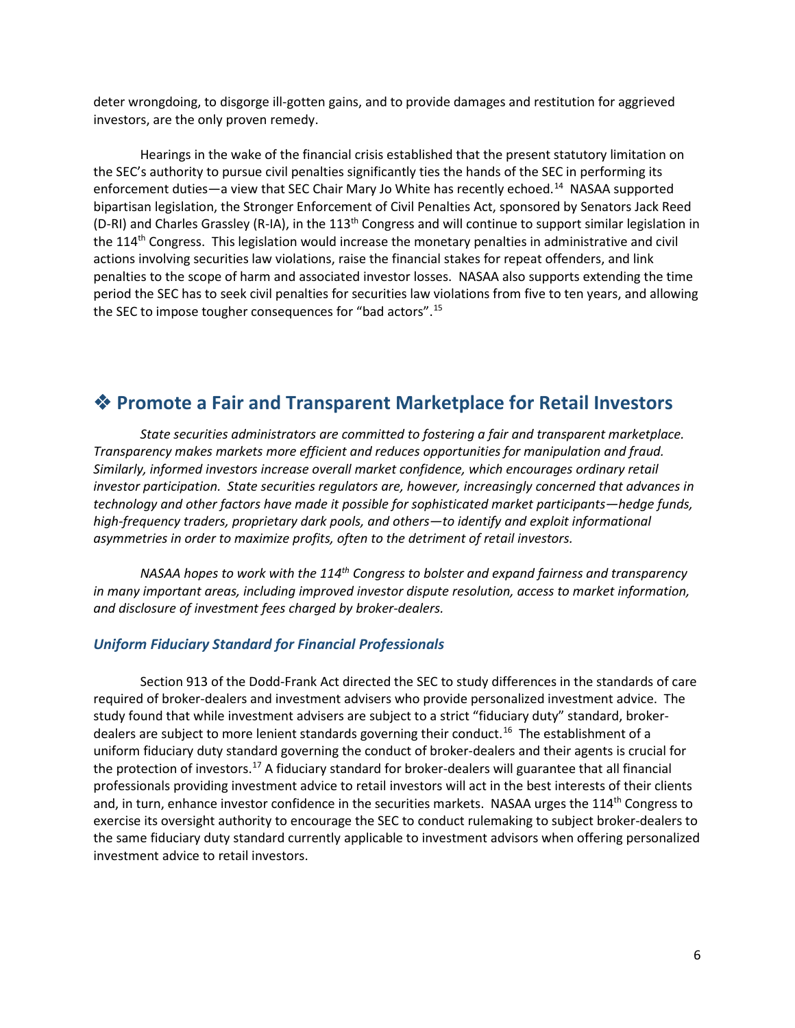deter wrongdoing, to disgorge ill-gotten gains, and to provide damages and restitution for aggrieved investors, are the only proven remedy.

Hearings in the wake of the financial crisis established that the present statutory limitation on the SEC's authority to pursue civil penalties significantly ties the hands of the SEC in performing its enforcement duties—a view that SEC Chair Mary Jo White has recently echoed.[14] NASAA supported bipartisan legislation, the Stronger Enforcement of Civil Penalties Act, sponsored by Senators Jack Reed (D-RI) and Charles Grassley (R-IA), in the 113th Congress and will continue to support similar legislation in the 114th Congress. This legislation would increase the monetary penalties in administrative and civil actions involving securities law violations, raise the financial stakes for repeat offenders, and link penalties to the scope of harm and associated investor losses. NASAA also supports extending the time period the SEC has to seek civil penalties for securities law violations from five to ten years, and allowing the SEC to impose tougher consequences for "bad actors".[15]

## ❖ Promote a Fair and Transparent Marketplace for Retail Investors

*State securities administrators are committed to fostering a fair and transparent marketplace. Transparency makes markets more efficient and reduces opportunities for manipulation and fraud. Similarly, informed investors increase overall market confidence, which encourages ordinary retail investor participation. State securities regulators are, however, increasingly concerned that advances in technology and other factors have made it possible for sophisticated market participants—hedge funds, high-frequency traders, proprietary dark pools, and others—to identify and exploit informational asymmetries in order to maximize profits, often to the detriment of retail investors.*

*NASAA hopes to work with the 114th Congress to bolster and expand fairness and transparency in many important areas, including improved investor dispute resolution, access to market information, and disclosure of investment fees charged by broker-dealers.*

### *Uniform Fiduciary Standard for Financial Professionals*

Section 913 of the Dodd-Frank Act directed the SEC to study differences in the standards of care required of broker-dealers and investment advisers who provide personalized investment advice. The study found that while investment advisers are subject to a strict "fiduciary duty" standard, broker-dealers are subject to more lenient standards governing their conduct.[16] The establishment of a uniform fiduciary duty standard governing the conduct of broker-dealers and their agents is crucial for the protection of investors.[17] A fiduciary standard for broker-dealers will guarantee that all financial professionals providing investment advice to retail investors will act in the best interests of their clients and, in turn, enhance investor confidence in the securities markets. NASAA urges the 114th Congress to exercise its oversight authority to encourage the SEC to conduct rulemaking to subject broker-dealers to the same fiduciary duty standard currently applicable to investment advisors when offering personalized investment advice to retail investors.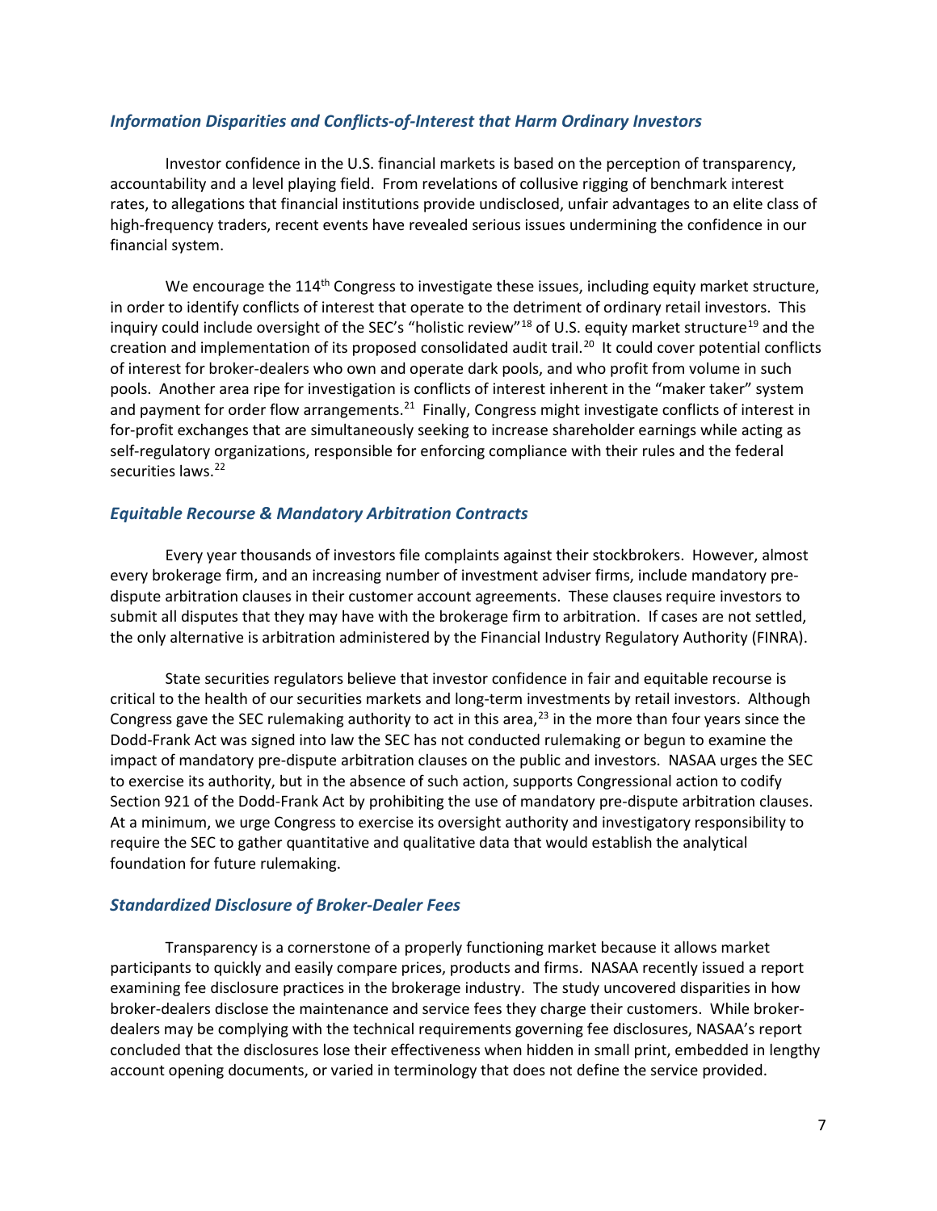### *Information Disparities and Conflicts-of-Interest that Harm Ordinary Investors*

Investor confidence in the U.S. financial markets is based on the perception of transparency, accountability and a level playing field. From revelations of collusive rigging of benchmark interest rates, to allegations that financial institutions provide undisclosed, unfair advantages to an elite class of high-frequency traders, recent events have revealed serious issues undermining the confidence in our financial system.

We encourage the 114th Congress to investigate these issues, including equity market structure, in order to identify conflicts of interest that operate to the detriment of ordinary retail investors. This inquiry could include oversight of the SEC's "holistic review"[18] of U.S. equity market structure[19] and the creation and implementation of its proposed consolidated audit trail.[20] It could cover potential conflicts of interest for broker-dealers who own and operate dark pools, and who profit from volume in such pools. Another area ripe for investigation is conflicts of interest inherent in the "maker taker" system and payment for order flow arrangements.[21] Finally, Congress might investigate conflicts of interest in for-profit exchanges that are simultaneously seeking to increase shareholder earnings while acting as self-regulatory organizations, responsible for enforcing compliance with their rules and the federal securities laws.[22]

### *Equitable Recourse & Mandatory Arbitration Contracts*

Every year thousands of investors file complaints against their stockbrokers. However, almost every brokerage firm, and an increasing number of investment adviser firms, include mandatory pre-dispute arbitration clauses in their customer account agreements. These clauses require investors to submit all disputes that they may have with the brokerage firm to arbitration. If cases are not settled, the only alternative is arbitration administered by the Financial Industry Regulatory Authority (FINRA).

State securities regulators believe that investor confidence in fair and equitable recourse is critical to the health of our securities markets and long-term investments by retail investors. Although Congress gave the SEC rulemaking authority to act in this area,[23] in the more than four years since the Dodd-Frank Act was signed into law the SEC has not conducted rulemaking or begun to examine the impact of mandatory pre-dispute arbitration clauses on the public and investors. NASAA urges the SEC to exercise its authority, but in the absence of such action, supports Congressional action to codify Section 921 of the Dodd-Frank Act by prohibiting the use of mandatory pre-dispute arbitration clauses. At a minimum, we urge Congress to exercise its oversight authority and investigatory responsibility to require the SEC to gather quantitative and qualitative data that would establish the analytical foundation for future rulemaking.

### *Standardized Disclosure of Broker-Dealer Fees*

Transparency is a cornerstone of a properly functioning market because it allows market participants to quickly and easily compare prices, products and firms. NASAA recently issued a report examining fee disclosure practices in the brokerage industry. The study uncovered disparities in how broker-dealers disclose the maintenance and service fees they charge their customers. While broker-dealers may be complying with the technical requirements governing fee disclosures, NASAA's report concluded that the disclosures lose their effectiveness when hidden in small print, embedded in lengthy account opening documents, or varied in terminology that does not define the service provided.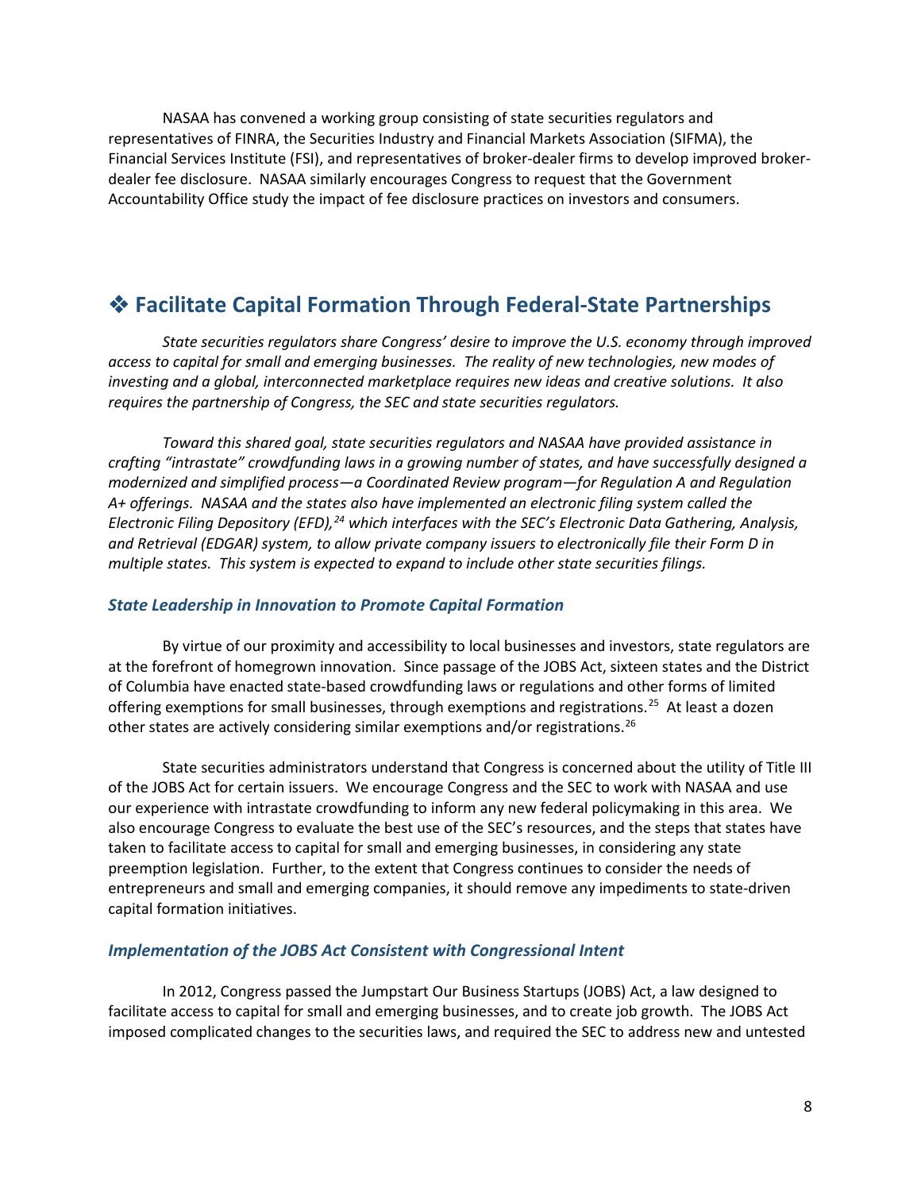NASAA has convened a working group consisting of state securities regulators and representatives of FINRA, the Securities Industry and Financial Markets Association (SIFMA), the Financial Services Institute (FSI), and representatives of broker-dealer firms to develop improved broker-dealer fee disclosure. NASAA similarly encourages Congress to request that the Government Accountability Office study the impact of fee disclosure practices on investors and consumers.

## ❖ Facilitate Capital Formation Through Federal-State Partnerships

*State securities regulators share Congress' desire to improve the U.S. economy through improved access to capital for small and emerging businesses. The reality of new technologies, new modes of investing and a global, interconnected marketplace requires new ideas and creative solutions. It also requires the partnership of Congress, the SEC and state securities regulators.*

*Toward this shared goal, state securities regulators and NASAA have provided assistance in crafting "intrastate" crowdfunding laws in a growing number of states, and have successfully designed a modernized and simplified process—a Coordinated Review program—for Regulation A and Regulation A+ offerings. NASAA and the states also have implemented an electronic filing system called the Electronic Filing Depository (EFD),[24] which interfaces with the SEC's Electronic Data Gathering, Analysis, and Retrieval (EDGAR) system, to allow private company issuers to electronically file their Form D in multiple states. This system is expected to expand to include other state securities filings.*

### *State Leadership in Innovation to Promote Capital Formation*

By virtue of our proximity and accessibility to local businesses and investors, state regulators are at the forefront of homegrown innovation. Since passage of the JOBS Act, sixteen states and the District of Columbia have enacted state-based crowdfunding laws or regulations and other forms of limited offering exemptions for small businesses, through exemptions and registrations.[25] At least a dozen other states are actively considering similar exemptions and/or registrations.[26]

State securities administrators understand that Congress is concerned about the utility of Title III of the JOBS Act for certain issuers. We encourage Congress and the SEC to work with NASAA and use our experience with intrastate crowdfunding to inform any new federal policymaking in this area. We also encourage Congress to evaluate the best use of the SEC's resources, and the steps that states have taken to facilitate access to capital for small and emerging businesses, in considering any state preemption legislation. Further, to the extent that Congress continues to consider the needs of entrepreneurs and small and emerging companies, it should remove any impediments to state-driven capital formation initiatives.

### *Implementation of the JOBS Act Consistent with Congressional Intent*

In 2012, Congress passed the Jumpstart Our Business Startups (JOBS) Act, a law designed to facilitate access to capital for small and emerging businesses, and to create job growth. The JOBS Act imposed complicated changes to the securities laws, and required the SEC to address new and untested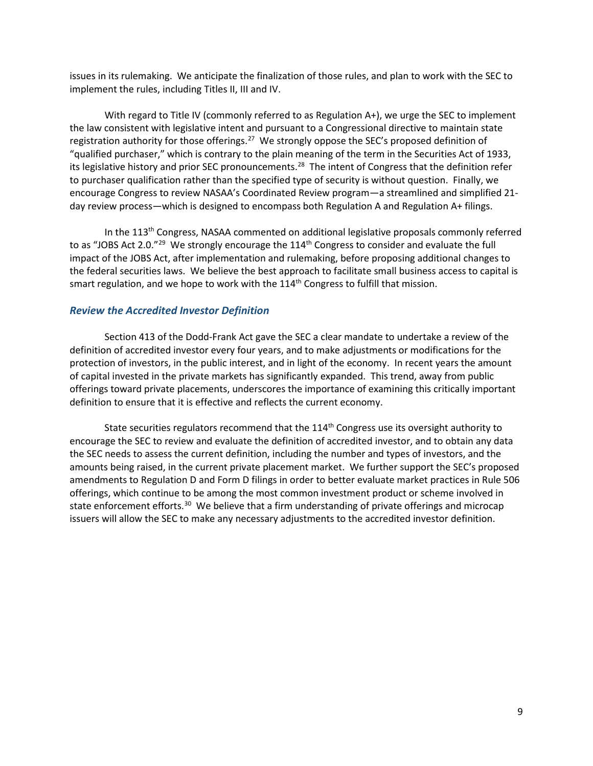issues in its rulemaking. We anticipate the finalization of those rules, and plan to work with the SEC to implement the rules, including Titles II, III and IV.

With regard to Title IV (commonly referred to as Regulation A+), we urge the SEC to implement the law consistent with legislative intent and pursuant to a Congressional directive to maintain state registration authority for those offerings.[27] We strongly oppose the SEC's proposed definition of "qualified purchaser," which is contrary to the plain meaning of the term in the Securities Act of 1933, its legislative history and prior SEC pronouncements.[28] The intent of Congress that the definition refer to purchaser qualification rather than the specified type of security is without question. Finally, we encourage Congress to review NASAA's Coordinated Review program—a streamlined and simplified 21-day review process—which is designed to encompass both Regulation A and Regulation A+ filings.

In the 113th Congress, NASAA commented on additional legislative proposals commonly referred to as "JOBS Act 2.0."[29] We strongly encourage the 114th Congress to consider and evaluate the full impact of the JOBS Act, after implementation and rulemaking, before proposing additional changes to the federal securities laws. We believe the best approach to facilitate small business access to capital is smart regulation, and we hope to work with the 114th Congress to fulfill that mission.

### *Review the Accredited Investor Definition*

Section 413 of the Dodd-Frank Act gave the SEC a clear mandate to undertake a review of the definition of accredited investor every four years, and to make adjustments or modifications for the protection of investors, in the public interest, and in light of the economy. In recent years the amount of capital invested in the private markets has significantly expanded. This trend, away from public offerings toward private placements, underscores the importance of examining this critically important definition to ensure that it is effective and reflects the current economy.

State securities regulators recommend that the 114th Congress use its oversight authority to encourage the SEC to review and evaluate the definition of accredited investor, and to obtain any data the SEC needs to assess the current definition, including the number and types of investors, and the amounts being raised, in the current private placement market. We further support the SEC's proposed amendments to Regulation D and Form D filings in order to better evaluate market practices in Rule 506 offerings, which continue to be among the most common investment product or scheme involved in state enforcement efforts.[30] We believe that a firm understanding of private offerings and microcap issuers will allow the SEC to make any necessary adjustments to the accredited investor definition.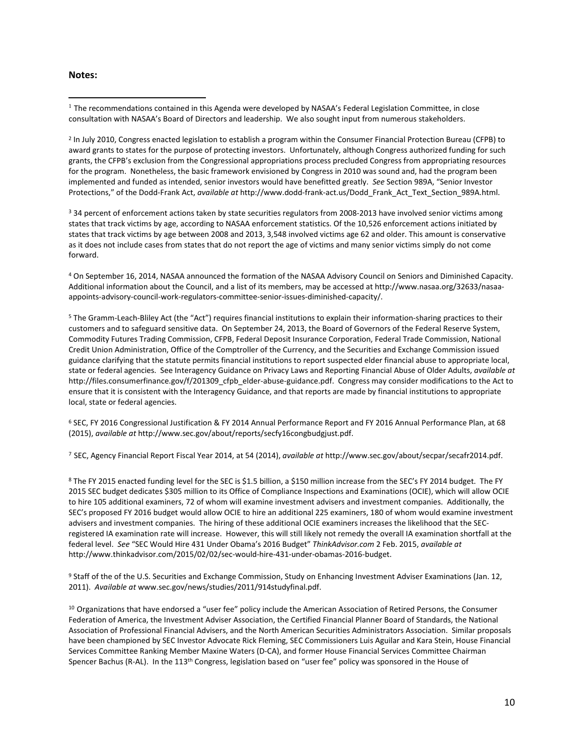**Notes:**

[1] The recommendations contained in this Agenda were developed by NASAA's Federal Legislation Committee, in close consultation with NASAA's Board of Directors and leadership. We also sought input from numerous stakeholders.

[2] In July 2010, Congress enacted legislation to establish a program within the Consumer Financial Protection Bureau (CFPB) to award grants to states for the purpose of protecting investors. Unfortunately, although Congress authorized funding for such grants, the CFPB's exclusion from the Congressional appropriations process precluded Congress from appropriating resources for the program. Nonetheless, the basic framework envisioned by Congress in 2010 was sound and, had the program been implemented and funded as intended, senior investors would have benefitted greatly. *See* Section 989A, "Senior Investor Protections," of the Dodd-Frank Act, *available at* http://www.dodd-frank-act.us/Dodd_Frank_Act_Text_Section_989A.html.

[3] 34 percent of enforcement actions taken by state securities regulators from 2008-2013 have involved senior victims among states that track victims by age, according to NASAA enforcement statistics. Of the 10,526 enforcement actions initiated by states that track victims by age between 2008 and 2013, 3,548 involved victims age 62 and older. This amount is conservative as it does not include cases from states that do not report the age of victims and many senior victims simply do not come forward.

[4] On September 16, 2014, NASAA announced the formation of the NASAA Advisory Council on Seniors and Diminished Capacity. Additional information about the Council, and a list of its members, may be accessed at http://www.nasaa.org/32633/nasaa-appoints-advisory-council-work-regulators-committee-senior-issues-diminished-capacity/.

[5] The Gramm-Leach-Bliley Act (the "Act") requires financial institutions to explain their information-sharing practices to their customers and to safeguard sensitive data. On September 24, 2013, the Board of Governors of the Federal Reserve System, Commodity Futures Trading Commission, CFPB, Federal Deposit Insurance Corporation, Federal Trade Commission, National Credit Union Administration, Office of the Comptroller of the Currency, and the Securities and Exchange Commission issued guidance clarifying that the statute permits financial institutions to report suspected elder financial abuse to appropriate local, state or federal agencies. See Interagency Guidance on Privacy Laws and Reporting Financial Abuse of Older Adults, *available at* http://files.consumerfinance.gov/f/201309_cfpb_elder-abuse-guidance.pdf. Congress may consider modifications to the Act to ensure that it is consistent with the Interagency Guidance, and that reports are made by financial institutions to appropriate local, state or federal agencies.

[6] SEC, FY 2016 Congressional Justification & FY 2014 Annual Performance Report and FY 2016 Annual Performance Plan, at 68 (2015), *available at* http://www.sec.gov/about/reports/secfy16congbudgjust.pdf.

[7] SEC, Agency Financial Report Fiscal Year 2014, at 54 (2014), *available at* http://www.sec.gov/about/secpar/secafr2014.pdf.

[8] The FY 2015 enacted funding level for the SEC is $1.5 billion, a $150 million increase from the SEC's FY 2014 budget. The FY 2015 SEC budget dedicates $305 million to its Office of Compliance Inspections and Examinations (OCIE), which will allow OCIE to hire 105 additional examiners, 72 of whom will examine investment advisers and investment companies. Additionally, the SEC's proposed FY 2016 budget would allow OCIE to hire an additional 225 examiners, 180 of whom would examine investment advisers and investment companies. The hiring of these additional OCIE examiners increases the likelihood that the SEC-registered IA examination rate will increase. However, this will still likely not remedy the overall IA examination shortfall at the federal level. *See* "SEC Would Hire 431 Under Obama's 2016 Budget" *ThinkAdvisor.com* 2 Feb. 2015, *available at* http://www.thinkadvisor.com/2015/02/02/sec-would-hire-431-under-obamas-2016-budget.

[9] Staff of the of the U.S. Securities and Exchange Commission, Study on Enhancing Investment Adviser Examinations (Jan. 12, 2011). *Available at* www.sec.gov/news/studies/2011/914studyfinal.pdf.

[10] Organizations that have endorsed a "user fee" policy include the American Association of Retired Persons, the Consumer Federation of America, the Investment Adviser Association, the Certified Financial Planner Board of Standards, the National Association of Professional Financial Advisers, and the North American Securities Administrators Association. Similar proposals have been championed by SEC Investor Advocate Rick Fleming, SEC Commissioners Luis Aguilar and Kara Stein, House Financial Services Committee Ranking Member Maxine Waters (D-CA), and former House Financial Services Committee Chairman Spencer Bachus (R-AL). In the 113th Congress, legislation based on "user fee" policy was sponsored in the House of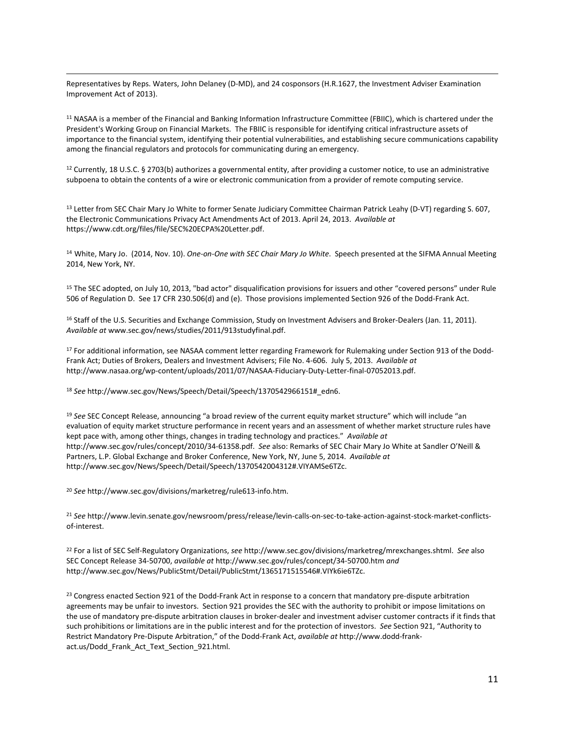Representatives by Reps. Waters, John Delaney (D-MD), and 24 cosponsors (H.R.1627, the Investment Adviser Examination Improvement Act of 2013).

[11] NASAA is a member of the Financial and Banking Information Infrastructure Committee (FBIIC), which is chartered under the President's Working Group on Financial Markets. The FBIIC is responsible for identifying critical infrastructure assets of importance to the financial system, identifying their potential vulnerabilities, and establishing secure communications capability among the financial regulators and protocols for communicating during an emergency.

[12] Currently, 18 U.S.C. § 2703(b) authorizes a governmental entity, after providing a customer notice, to use an administrative subpoena to obtain the contents of a wire or electronic communication from a provider of remote computing service.

[13] Letter from SEC Chair Mary Jo White to former Senate Judiciary Committee Chairman Patrick Leahy (D-VT) regarding S. 607, the Electronic Communications Privacy Act Amendments Act of 2013. April 24, 2013. *Available at* https://www.cdt.org/files/file/SEC%20ECPA%20Letter.pdf.

[14] White, Mary Jo. (2014, Nov. 10). *One-on-One with SEC Chair Mary Jo White.* Speech presented at the SIFMA Annual Meeting 2014, New York, NY.

[15] The SEC adopted, on July 10, 2013, "bad actor" disqualification provisions for issuers and other "covered persons" under Rule 506 of Regulation D. See 17 CFR 230.506(d) and (e). Those provisions implemented Section 926 of the Dodd-Frank Act.

[16] Staff of the U.S. Securities and Exchange Commission, Study on Investment Advisers and Broker-Dealers (Jan. 11, 2011). *Available at* www.sec.gov/news/studies/2011/913studyfinal.pdf.

[17] For additional information, see NASAA comment letter regarding Framework for Rulemaking under Section 913 of the Dodd-Frank Act; Duties of Brokers, Dealers and Investment Advisers; File No. 4-606. July 5, 2013. *Available at* http://www.nasaa.org/wp-content/uploads/2011/07/NASAA-Fiduciary-Duty-Letter-final-07052013.pdf.

[18] *See* http://www.sec.gov/News/Speech/Detail/Speech/1370542966151#_edn6.

[19] *See* SEC Concept Release, announcing "a broad review of the current equity market structure" which will include "an evaluation of equity market structure performance in recent years and an assessment of whether market structure rules have kept pace with, among other things, changes in trading technology and practices." *Available at* http://www.sec.gov/rules/concept/2010/34-61358.pdf. *See* also: Remarks of SEC Chair Mary Jo White at Sandler O'Neill & Partners, L.P. Global Exchange and Broker Conference, New York, NY, June 5, 2014. *Available at* http://www.sec.gov/News/Speech/Detail/Speech/1370542004312#.VIYAMSe6TZc.

[20] *See* http://www.sec.gov/divisions/marketreg/rule613-info.htm.

[21] *See* http://www.levin.senate.gov/newsroom/press/release/levin-calls-on-sec-to-take-action-against-stock-market-conflicts-of-interest.

[22] For a list of SEC Self-Regulatory Organizations, *see* http://www.sec.gov/divisions/marketreg/mrexchanges.shtml. *See* also SEC Concept Release 34-50700, *available at* http://www.sec.gov/rules/concept/34-50700.htm *and* http://www.sec.gov/News/PublicStmt/Detail/PublicStmt/1365171515546#.VIYk6ie6TZc.

[23] Congress enacted Section 921 of the Dodd-Frank Act in response to a concern that mandatory pre-dispute arbitration agreements may be unfair to investors. Section 921 provides the SEC with the authority to prohibit or impose limitations on the use of mandatory pre-dispute arbitration clauses in broker-dealer and investment adviser customer contracts if it finds that such prohibitions or limitations are in the public interest and for the protection of investors. *See* Section 921, "Authority to Restrict Mandatory Pre-Dispute Arbitration," of the Dodd-Frank Act, *available at* http://www.dodd-frank-act.us/Dodd_Frank_Act_Text_Section_921.html.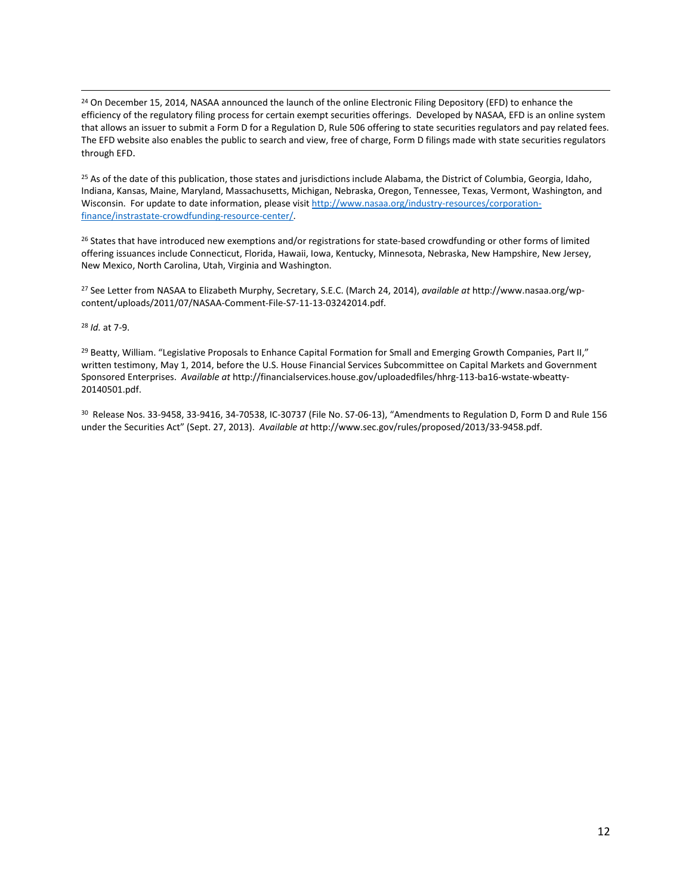[24] On December 15, 2014, NASAA announced the launch of the online Electronic Filing Depository (EFD) to enhance the efficiency of the regulatory filing process for certain exempt securities offerings. Developed by NASAA, EFD is an online system that allows an issuer to submit a Form D for a Regulation D, Rule 506 offering to state securities regulators and pay related fees. The EFD website also enables the public to search and view, free of charge, Form D filings made with state securities regulators through EFD.

[25] As of the date of this publication, those states and jurisdictions include Alabama, the District of Columbia, Georgia, Idaho, Indiana, Kansas, Maine, Maryland, Massachusetts, Michigan, Nebraska, Oregon, Tennessee, Texas, Vermont, Washington, and Wisconsin. For update to date information, please visit http://www.nasaa.org/industry-resources/corporation-finance/instrastate-crowdfunding-resource-center/.

[26] States that have introduced new exemptions and/or registrations for state-based crowdfunding or other forms of limited offering issuances include Connecticut, Florida, Hawaii, Iowa, Kentucky, Minnesota, Nebraska, New Hampshire, New Jersey, New Mexico, North Carolina, Utah, Virginia and Washington.

[27] See Letter from NASAA to Elizabeth Murphy, Secretary, S.E.C. (March 24, 2014), *available at* http://www.nasaa.org/wp-content/uploads/2011/07/NASAA-Comment-File-S7-11-13-03242014.pdf.

[28] *Id.* at 7-9.

[29] Beatty, William. "Legislative Proposals to Enhance Capital Formation for Small and Emerging Growth Companies, Part II," written testimony, May 1, 2014, before the U.S. House Financial Services Subcommittee on Capital Markets and Government Sponsored Enterprises. *Available at* http://financialservices.house.gov/uploadedfiles/hhrg-113-ba16-wstate-wbeatty-20140501.pdf.

[30] Release Nos. 33-9458, 33-9416, 34-70538, IC-30737 (File No. S7-06-13), "Amendments to Regulation D, Form D and Rule 156 under the Securities Act" (Sept. 27, 2013). *Available at* http://www.sec.gov/rules/proposed/2013/33-9458.pdf.